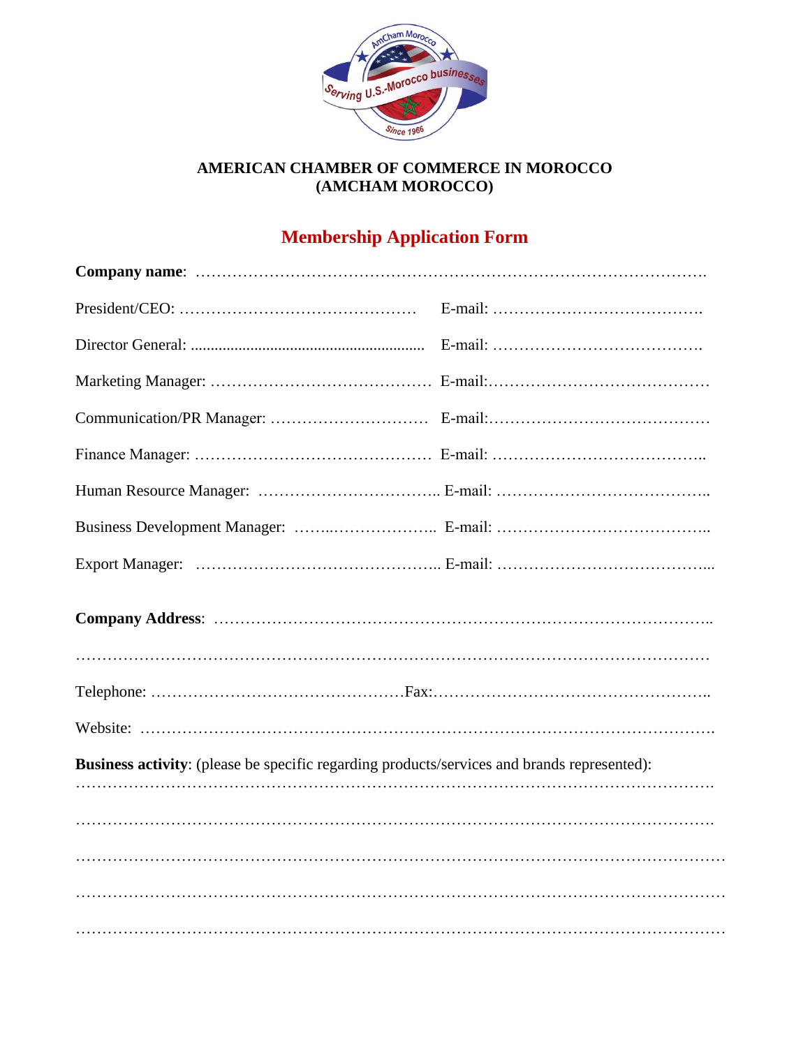**AMERICAN CHAMBER OF COMMERCE IN MOROCCO**
**(AMCHAM MOROCCO)**

## Membership Application Form

**Company name**: ……………………………………………………………………………….

President/CEO: ……………………………………… E-mail: ……………………………….

Director General: ........................................................... E-mail: ……………………………….

Marketing Manager: …………………………………. E-mail:………………………………….

Communication/PR Manager: ………………………… E-mail:………………………………….

Finance Manager: …………………………………… E-mail: ………………………………..

Human Resource Manager: …………………………….. E-mail: ………………………………..

Business Development Manager: ……..……………….. E-mail: ………………………………..

Export Manager: …………………………………….. E-mail: ………………………………...

**Company Address**: ……………………………………………………………………………..

…………………………………………………………………………………………………

Telephone: ………………………………………Fax:…………………………………………..

Website: ……………………………………………………………………………………….

**Business activity**: (please be specific regarding products/services and brands represented):
……………………………………………………………………………………………………….

……………………………………………………………………………………………………….

…………………………………………………………………………………………………………

…………………………………………………………………………………………………………

…………………………………………………………………………………………………………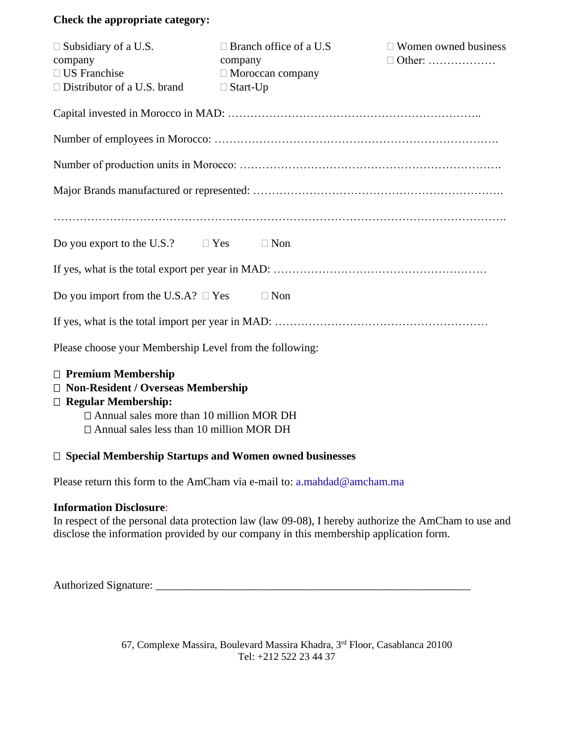**Check the appropriate category:**

☐ Subsidiary of a U.S. company
☐ US Franchise
☐ Distributor of a U.S. brand
☐ Branch office of a U.S company
☐ Moroccan company
☐ Start-Up
☐ Women owned business
☐ Other: ………………

Capital invested in Morocco in MAD: ………………………………………………………..

Number of employees in Morocco: ……………………………………………………………….

Number of production units in Morocco: ………………………………………………………….

Major Brands manufactured or represented: ……………………………………………………….

………………………………………………………………………………………………………….

Do you export to the U.S.? ☐ Yes ☐ Non

If yes, what is the total export per year in MAD: …………………………………………………

Do you import from the U.S.A? ☐ Yes ☐ Non

If yes, what is the total import per year in MAD: …………………………………………………

Please choose your Membership Level from the following:

☐ **Premium Membership**
☐ **Non-Resident / Overseas Membership**
☐ **Regular Membership:**
 ☐ Annual sales more than 10 million MOR DH
 ☐ Annual sales less than 10 million MOR DH

☐ **Special Membership Startups and Women owned businesses**

Please return this form to the AmCham via e-mail to: a.mahdad@amcham.ma

**Information Disclosure**:
In respect of the personal data protection law (law 09-08), I hereby authorize the AmCham to use and disclose the information provided by our company in this membership application form.

Authorized Signature: ___________________________________________________________

67, Complexe Massira, Boulevard Massira Khadra, 3rd Floor, Casablanca 20100
Tel: +212 522 23 44 37